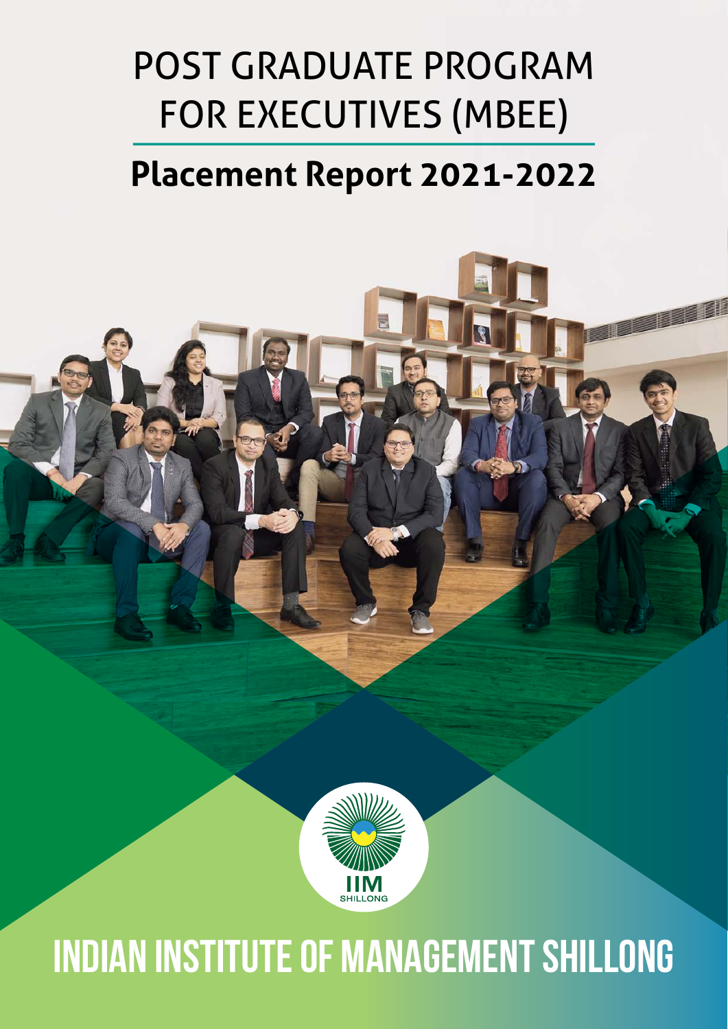# POST GRADUATE PROGRAM FOR EXECUTIVES (MBEE)

## Placement Report 2021-2022

IIM SHILLONG

# INDIAN INSTITUTE OF MANAGEMENT SHILLONG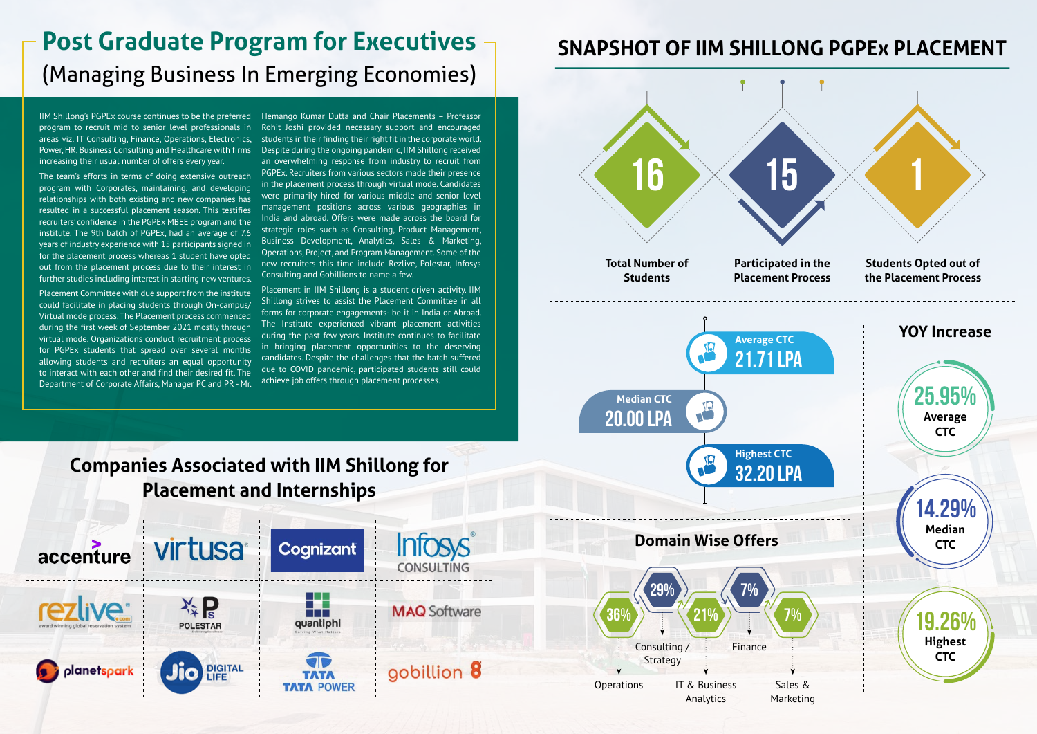# Post Graduate Program for Executives

## (Managing Business In Emerging Economies)

IIM Shillong's PGPEx course continues to be the preferred program to recruit mid to senior level professionals in areas viz. IT Consulting, Finance, Operations, Electronics, Power, HR, Business Consulting and Healthcare with firms increasing their usual number of offers every year.

The team's efforts in terms of doing extensive outreach program with Corporates, maintaining, and developing relationships with both existing and new companies has resulted in a successful placement season. This testifies recruiters' confidence in the PGPEx MBEE program and the institute. The 9th batch of PGPEx, had an average of 7.6 years of industry experience with 15 participants signed in for the placement process whereas 1 student have opted out from the placement process due to their interest in further studies including interest in starting new ventures.

Placement Committee with due support from the institute could facilitate in placing students through On-campus/ Virtual mode process. The Placement process commenced during the first week of September 2021 mostly through virtual mode. Organizations conduct recruitment process for PGPEx students that spread over several months allowing students and recruiters an equal opportunity to interact with each other and find their desired fit. The Department of Corporate Affairs, Manager PC and PR - Mr. Hemango Kumar Dutta and Chair Placements – Professor Rohit Joshi provided necessary support and encouraged students in their finding their right fit in the corporate world. Despite during the ongoing pandemic, IIM Shillong received an overwhelming response from industry to recruit from PGPEx. Recruiters from various sectors made their presence in the placement process through virtual mode. Candidates were primarily hired for various middle and senior level management positions across various geographies in India and abroad. Offers were made across the board for strategic roles such as Consulting, Product Management, Business Development, Analytics, Sales & Marketing, Operations, Project, and Program Management. Some of the new recruiters this time include Rezlive, Polestar, Infosys Consulting and Gobillions to name a few.

Placement in IIM Shillong is a student driven activity. IIM Shillong strives to assist the Placement Committee in all forms for corporate engagements- be it in India or Abroad. The Institute experienced vibrant placement activities during the past few years. Institute continues to facilitate in bringing placement opportunities to the deserving candidates. Despite the challenges that the batch suffered due to COVID pandemic, participated students still could achieve job offers through placement processes.

## Companies Associated with IIM Shillong for Placement and Internships

accenture, virtusa, Cognizant, Infosys Consulting, rezlive.com, Polestar, quantiphi, MAQ Software, planetspark, Jio Digital Life, Tata Power, gobillion

# SNAPSHOT OF IIM SHILLONG PGPEx PLACEMENT

| Total Number of Students | Participated in the Placement Process | Students Opted out of the Placement Process |
|---|---|---|
| 16 | 15 | 1 |

- **Average CTC:** 21.71 LPA
- **Median CTC:** 20.00 LPA
- **Highest CTC:** 32.20 LPA

### YOY Increase

- 25.95% Average CTC
- 14.29% Median CTC
- 19.26% Highest CTC

### Domain Wise Offers

| Domain | Share |
|---|---|
| Operations | 36% |
| Consulting / Strategy | 29% |
| IT & Business Analytics | 21% |
| Finance | 7% |
| Sales & Marketing | 7% |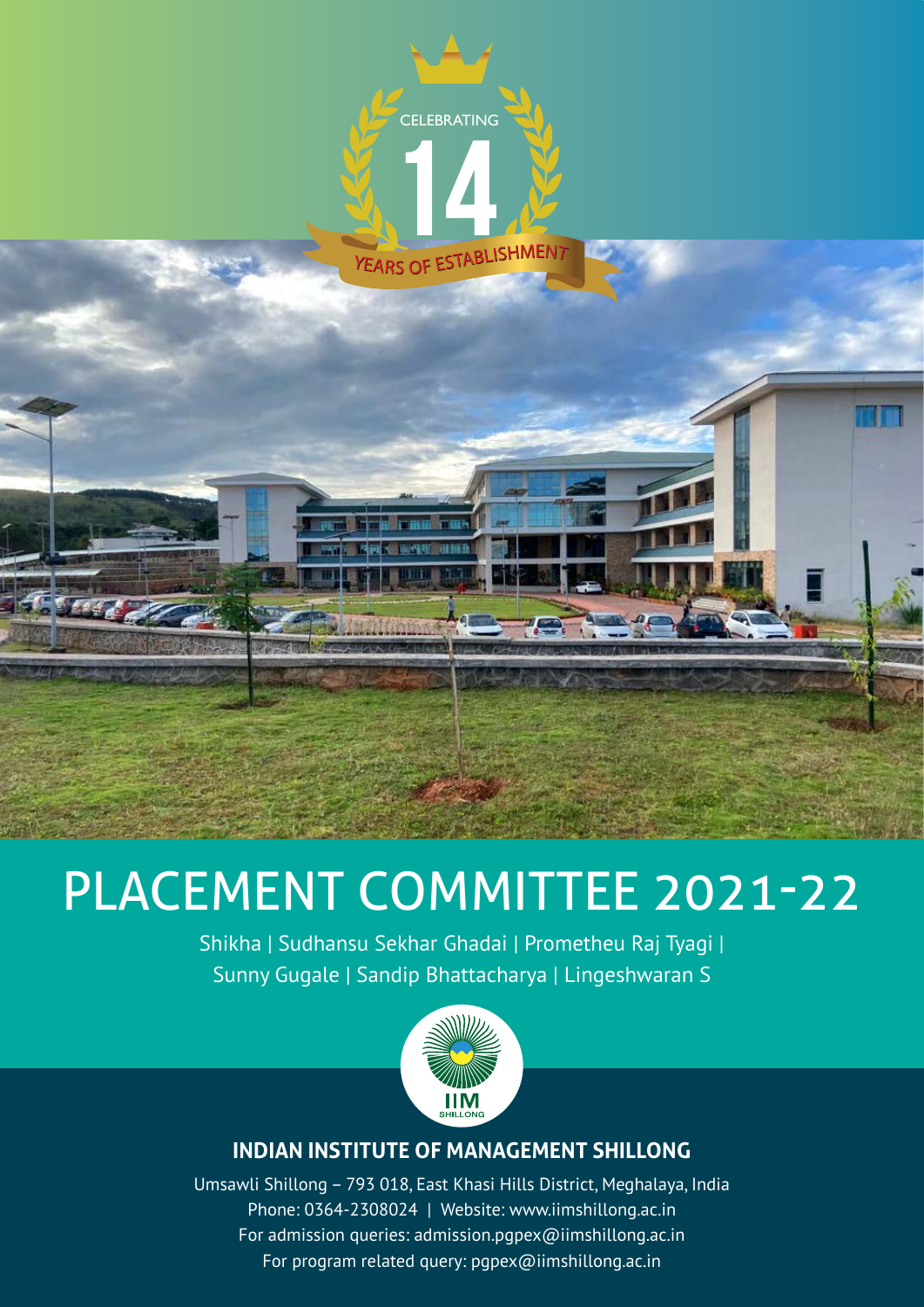CELEBRATING

14

YEARS OF ESTABLISHMENT

# PLACEMENT COMMITTEE 2021-22

Shikha | Sudhansu Sekhar Ghadai | Prometheu Raj Tyagi | Sunny Gugale | Sandip Bhattacharya | Lingeshwaran S

IIM SHILLONG

## INDIAN INSTITUTE OF MANAGEMENT SHILLONG

Umsawli Shillong – 793 018, East Khasi Hills District, Meghalaya, India
Phone: 0364-2308024 | Website: www.iimshillong.ac.in
For admission queries: admission.pgpex@iimshillong.ac.in
For program related query: pgpex@iimshillong.ac.in